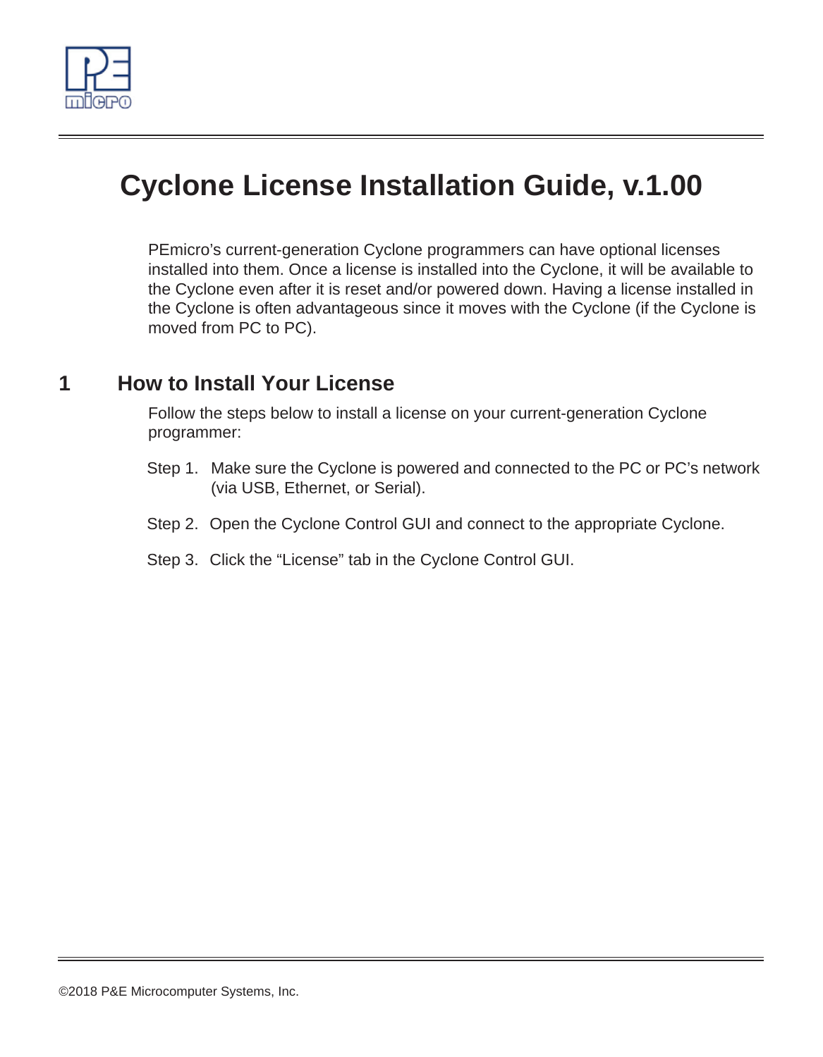# Cyclone License Installation Guide, v.1.00

PEmicro's current-generation Cyclone programmers can have optional licenses installed into them. Once a license is installed into the Cyclone, it will be available to the Cyclone even after it is reset and/or powered down. Having a license installed in the Cyclone is often advantageous since it moves with the Cyclone (if the Cyclone is moved from PC to PC).

## 1 How to Install Your License

Follow the steps below to install a license on your current-generation Cyclone programmer:

Step 1. Make sure the Cyclone is powered and connected to the PC or PC's network (via USB, Ethernet, or Serial).

Step 2. Open the Cyclone Control GUI and connect to the appropriate Cyclone.

Step 3. Click the "License" tab in the Cyclone Control GUI.

©2018 P&E Microcomputer Systems, Inc.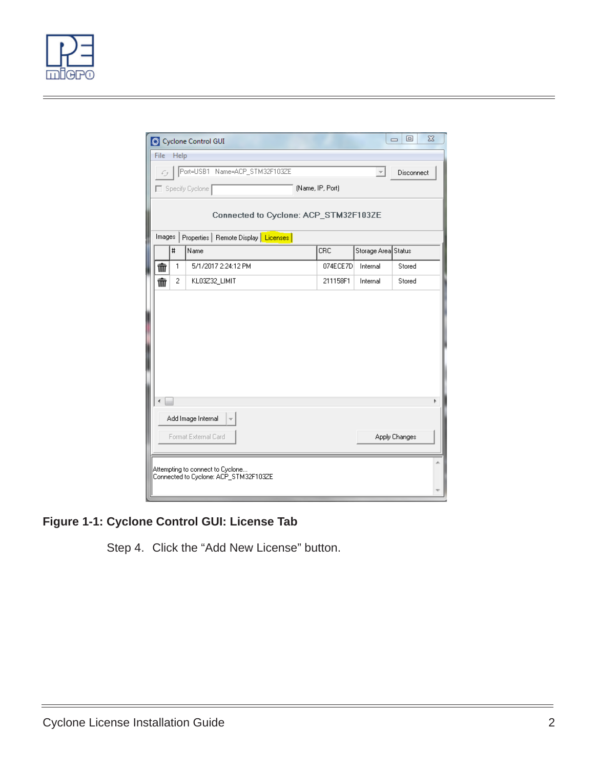**Figure 1-1: Cyclone Control GUI: License Tab**

Step 4. Click the “Add New License” button.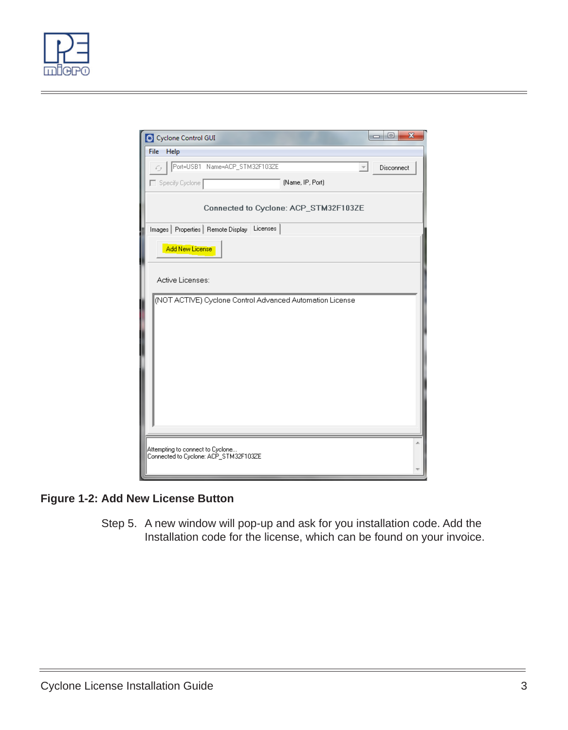**Figure 1-2: Add New License Button**

Step 5. A new window will pop-up and ask for you installation code. Add the Installation code for the license, which can be found on your invoice.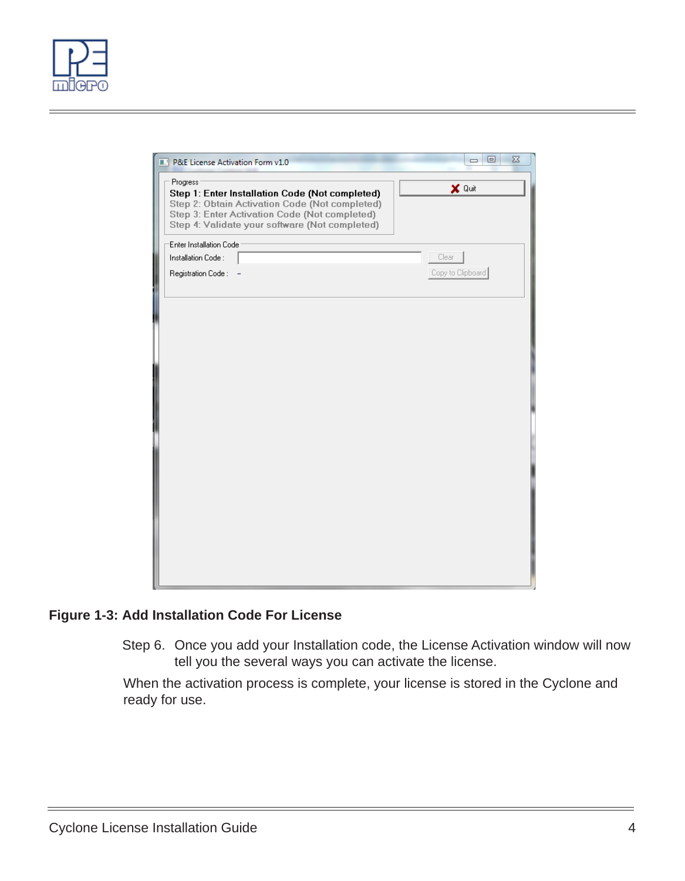**Figure 1-3: Add Installation Code For License**

Step 6. Once you add your Installation code, the License Activation window will now tell you the several ways you can activate the license.

When the activation process is complete, your license is stored in the Cyclone and ready for use.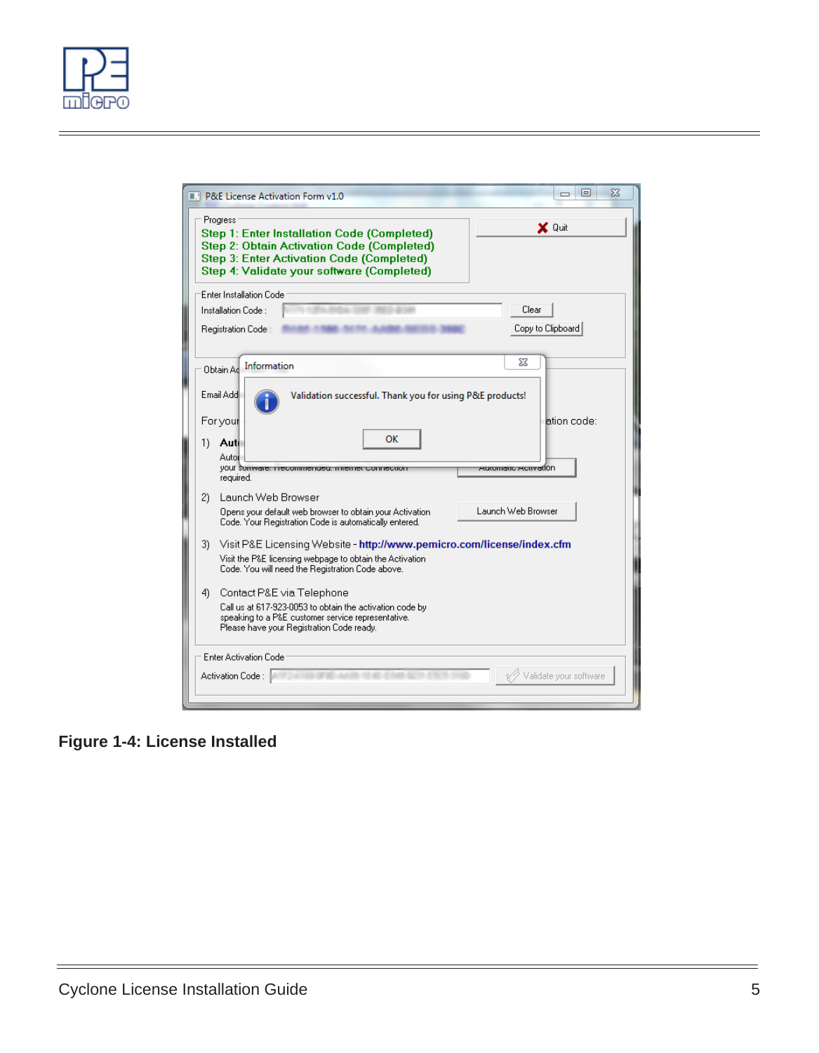Figure 1-4: License Installed